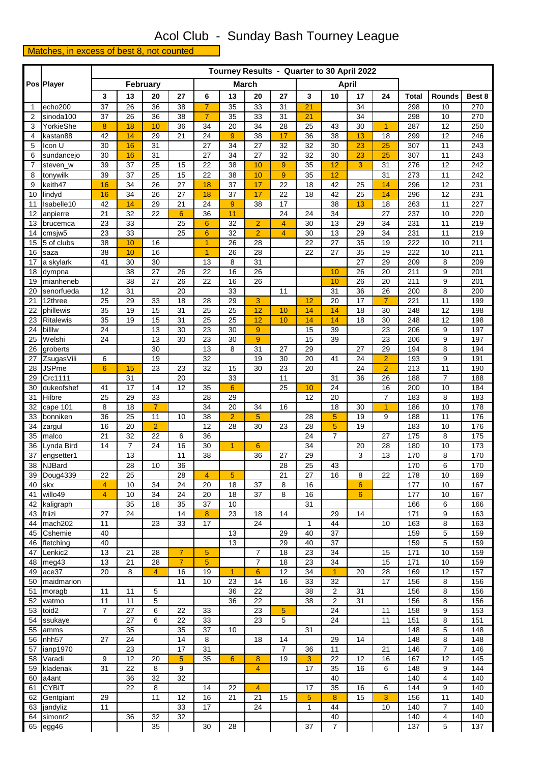# Acol Club - Sunday Bash Tourney League

**Matches, in excess of best 8, not counted**

| Pos | Player | Tourney Results - Quarter to 30 April 2022 | | | | | | | | | | | | | | |
|---|---|---|---|---|---|---|---|---|---|---|---|---|---|---|---|---|
| | | February | | | | March | | | | April | | | | | | |
| | | 3 | 13 | 20 | 27 | 6 | 13 | 20 | 27 | 3 | 10 | 17 | 24 | Total | Rounds | Best 8 |
| 1 | echo200 | 37 | 26 | 36 | 38 | 7 | 35 | 33 | 31 | 21 | | 34 | | 298 | 10 | 270 |
| 2 | sinoda100 | 37 | 26 | 36 | 38 | 7 | 35 | 33 | 31 | 21 | | 34 | | 298 | 10 | 270 |
| 3 | YorkieShe | 8 | 18 | 10 | 36 | 34 | 20 | 34 | 28 | 25 | 43 | 30 | 1 | 287 | 12 | 250 |
| 4 | kastan88 | 42 | 14 | 29 | 21 | 24 | 9 | 38 | 17 | 36 | 38 | 13 | 18 | 299 | 12 | 246 |
| 5 | Icon U | 30 | 16 | 31 | | 27 | 34 | 27 | 32 | 32 | 30 | 23 | 25 | 307 | 11 | 243 |
| 6 | sundancejo | 30 | 16 | 31 | | 27 | 34 | 27 | 32 | 32 | 30 | 23 | 25 | 307 | 11 | 243 |
| 7 | steven_w | 39 | 37 | 25 | 15 | 22 | 38 | 10 | 9 | 35 | 12 | 3 | 31 | 276 | 12 | 242 |
| 8 | tonywilk | 39 | 37 | 25 | 15 | 22 | 38 | 10 | 9 | 35 | 12 | | 31 | 273 | 11 | 242 |
| 9 | keith47 | 16 | 34 | 26 | 27 | 18 | 37 | 17 | 22 | 18 | 42 | 25 | 14 | 296 | 12 | 231 |
| 10 | lindyd | 16 | 34 | 26 | 27 | 18 | 37 | 17 | 22 | 18 | 42 | 25 | 14 | 296 | 12 | 231 |
| 11 | Isabelle10 | 42 | 14 | 29 | 21 | 24 | 9 | 38 | 17 | | 38 | 13 | 18 | 263 | 11 | 227 |
| 12 | anpierre | 21 | 32 | 22 | 6 | 36 | 11 | | 24 | 24 | 34 | | 27 | 237 | 10 | 220 |
| 13 | brucemca | 23 | 33 | | 25 | 6 | 32 | 2 | 4 | 30 | 13 | 29 | 34 | 231 | 11 | 219 |
| 14 | cmsjw5 | 23 | 33 | | 25 | 6 | 32 | 2 | 4 | 30 | 13 | 29 | 34 | 231 | 11 | 219 |
| 15 | 5 of clubs | 38 | 10 | 16 | | 1 | 26 | 28 | | 22 | 27 | 35 | 19 | 222 | 10 | 211 |
| 16 | saza | 38 | 10 | 16 | | 1 | 26 | 28 | | 22 | 27 | 35 | 19 | 222 | 10 | 211 |
| 17 | a skylark | 41 | 30 | 30 | | 13 | 8 | 31 | | | | 27 | 29 | 209 | 8 | 209 |
| 18 | dympna | | 38 | 27 | 26 | 22 | 16 | 26 | | | 10 | 26 | 20 | 211 | 9 | 201 |
| 19 | mianheneb | | 38 | 27 | 26 | 22 | 16 | 26 | | | 10 | 26 | 20 | 211 | 9 | 201 |
| 20 | senorfueda | 12 | 31 | | 20 | | 33 | | 11 | | 31 | 36 | 26 | 200 | 8 | 200 |
| 21 | 12three | 25 | 29 | 33 | 18 | 28 | 29 | 3 | | 12 | 20 | 17 | 7 | 221 | 11 | 199 |
| 22 | phillewis | 35 | 19 | 15 | 31 | 25 | 25 | 12 | 10 | 14 | 14 | 18 | 30 | 248 | 12 | 198 |
| 23 | Ritalewis | 35 | 19 | 15 | 31 | 25 | 25 | 12 | 10 | 14 | 14 | 18 | 30 | 248 | 12 | 198 |
| 24 | billlw | 24 | | 13 | 30 | 23 | 30 | 9 | | 15 | 39 | | 23 | 206 | 9 | 197 |
| 25 | Welshi | 24 | | 13 | 30 | 23 | 30 | 9 | | 15 | 39 | | 23 | 206 | 9 | 197 |
| 26 | groberts | | | 30 | | 13 | 8 | 31 | 27 | 29 | | 27 | 29 | 194 | 8 | 194 |
| 27 | ZsugasVili | 6 | | 19 | | 32 | | 19 | 30 | 20 | 41 | 24 | 2 | 193 | 9 | 191 |
| 28 | JSPme | 6 | 15 | 23 | 23 | 32 | 15 | 30 | 23 | 20 | | 24 | 2 | 213 | 11 | 190 |
| 29 | Crc1111 | | 31 | | 20 | | 33 | | 11 | | 31 | 36 | 26 | 188 | 7 | 188 |
| 30 | dukeofshef | 41 | 17 | 14 | 12 | 35 | 6 | | 25 | 10 | 24 | | 16 | 200 | 10 | 184 |
| 31 | Hilbre | 25 | 29 | 33 | | 28 | 29 | | | 12 | 20 | | 7 | 183 | 8 | 183 |
| 32 | cape 101 | 8 | 18 | 7 | | 34 | 20 | 34 | 16 | | 18 | 30 | 1 | 186 | 10 | 178 |
| 33 | bonniken | 36 | 25 | 11 | 10 | 38 | 2 | 5 | | 28 | 5 | 19 | 9 | 188 | 11 | 176 |
| 34 | zargul | 16 | 20 | 2 | | 12 | 28 | 30 | 23 | 28 | 5 | 19 | | 183 | 10 | 176 |
| 35 | malco | 21 | 32 | 22 | 6 | 36 | | | | 24 | 7 | | 27 | 175 | 8 | 175 |
| 36 | Lynda Bird | 14 | 7 | 24 | 16 | 30 | 1 | 6 | | 34 | | 20 | 28 | 180 | 10 | 173 |
| 37 | engsetter1 | | 13 | | 11 | 38 | | 36 | 27 | 29 | | 3 | 13 | 170 | 8 | 170 |
| 38 | NJBard | | 28 | 10 | 36 | | | | 28 | 25 | 43 | | | 170 | 6 | 170 |
| 39 | Doug4339 | 22 | 25 | | 28 | 4 | 5 | | 21 | 27 | 16 | 8 | 22 | 178 | 10 | 169 |
| 40 | skx | 4 | 10 | 34 | 24 | 20 | 18 | 37 | 8 | 16 | | 6 | | 177 | 10 | 167 |
| 41 | willo49 | 4 | 10 | 34 | 24 | 20 | 18 | 37 | 8 | 16 | | 6 | | 177 | 10 | 167 |
| 42 | kaligraph | | 35 | 18 | 35 | 37 | 10 | | | 31 | | | | 166 | 6 | 166 |
| 43 | friizi | 27 | 24 | | 14 | 8 | 23 | 18 | 14 | | 29 | 14 | | 171 | 9 | 163 |
| 44 | mach202 | 11 | | 23 | 33 | 17 | | 24 | | 1 | 44 | | 10 | 163 | 8 | 163 |
| 45 | Cshemie | 40 | | | | | 13 | | 29 | 40 | 37 | | | 159 | 5 | 159 |
| 46 | fletching | 40 | | | | | 13 | | 29 | 40 | 37 | | | 159 | 5 | 159 |
| 47 | Lenkic2 | 13 | 21 | 28 | 7 | 5 | | 7 | 18 | 23 | 34 | | 15 | 171 | 10 | 159 |
| 48 | meg43 | 13 | 21 | 28 | 7 | 5 | | 7 | 18 | 23 | 34 | | 15 | 171 | 10 | 159 |
| 49 | ace37 | 20 | 8 | 4 | 16 | 19 | 1 | 6 | 12 | 34 | 1 | 20 | 28 | 169 | 12 | 157 |
| 50 | maidmarion | | | | 11 | 10 | 23 | 14 | 16 | 33 | 32 | | 17 | 156 | 8 | 156 |
| 51 | moragb | 11 | 11 | 5 | | | 36 | 22 | | 38 | 2 | 31 | | 156 | 8 | 156 |
| 52 | watmo | 11 | 11 | 5 | | | 36 | 22 | | 38 | 2 | 31 | | 156 | 8 | 156 |
| 53 | toid2 | 7 | 27 | 6 | 22 | 33 | | 23 | 5 | | 24 | | 11 | 158 | 9 | 153 |
| 54 | ssukaye | | 27 | 6 | 22 | 33 | | 23 | 5 | | 24 | | 11 | 151 | 8 | 151 |
| 55 | amms | | 35 | | 35 | 37 | 10 | | | 31 | | | | 148 | 5 | 148 |
| 56 | nhh57 | 27 | 24 | | 14 | 8 | | 18 | 14 | | 29 | 14 | | 148 | 8 | 148 |
| 57 | ianp1970 | | 23 | | 17 | 31 | | | 7 | 36 | 11 | | 21 | 146 | 7 | 146 |
| 58 | Varadi | 9 | 12 | 20 | 5 | 35 | 6 | 8 | 19 | 3 | 22 | 12 | 16 | 167 | 12 | 145 |
| 59 | kladenak | 31 | 22 | 8 | 9 | | | 4 | | 17 | 35 | 16 | 6 | 148 | 9 | 144 |
| 60 | a4ant | | 36 | 32 | 32 | | | | | | 40 | | | 140 | 4 | 140 |
| 61 | CYBIT | | 22 | 8 | | 14 | 22 | 4 | | 17 | 35 | 16 | 6 | 144 | 9 | 140 |
| 62 | Gentgiant | 29 | | 11 | 12 | 16 | 21 | 21 | 15 | 5 | 8 | 15 | 3 | 156 | 11 | 140 |
| 63 | jandyliz | 11 | | | 33 | 17 | | 24 | | 1 | 44 | | 10 | 140 | 7 | 140 |
| 64 | simonr2 | | 36 | 32 | 32 | | | | | | 40 | | | 140 | 4 | 140 |
| 65 | egg46 | | | 35 | | 30 | 28 | | | 37 | 7 | | | 137 | 5 | 137 |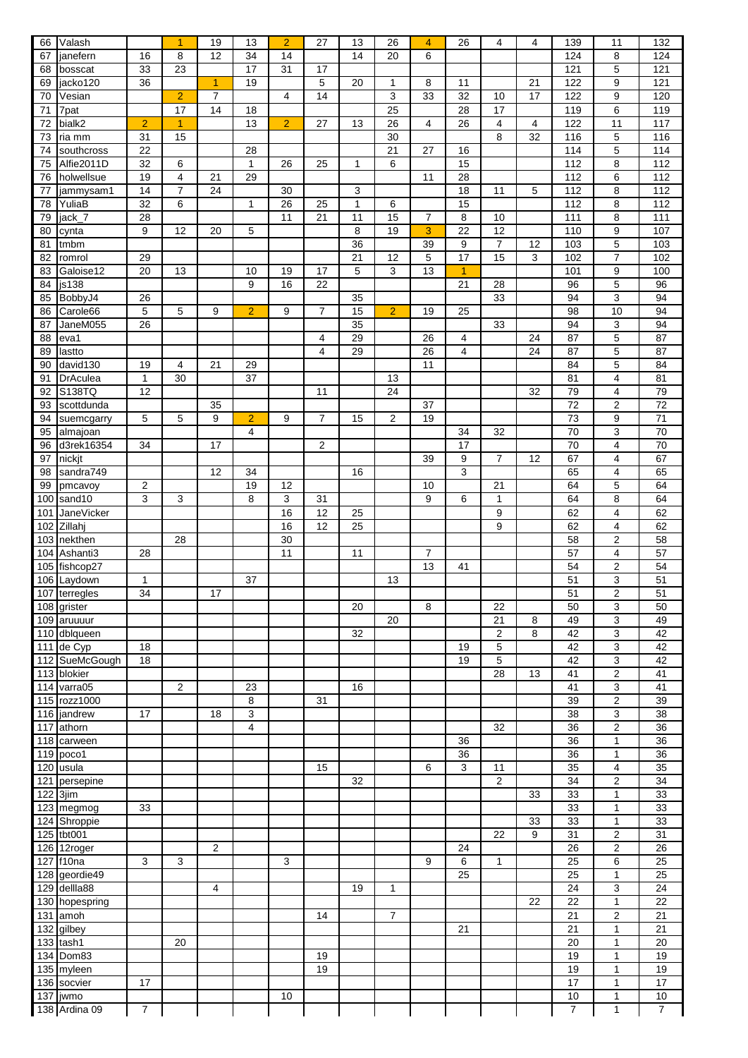| | | | | | | | | | | | | | | | | |
|---|---|---|---|---|---|---|---|---|---|---|---|---|---|---|---|---|
| 66 | Valash | | 1 | 19 | 13 | 2 | 27 | 13 | 26 | 4 | 26 | 4 | 4 | 139 | 11 | 132 |
| 67 | janefern | 16 | 8 | 12 | 34 | 14 | | 14 | 20 | 6 | | | | 124 | 8 | 124 |
| 68 | bosscat | 33 | 23 | | 17 | 31 | 17 | | | | | | | 121 | 5 | 121 |
| 69 | jacko120 | 36 | | 1 | 19 | | 5 | 20 | 1 | 8 | 11 | | 21 | 122 | 9 | 121 |
| 70 | Vesian | | 2 | 7 | | 4 | 14 | | 3 | 33 | 32 | 10 | 17 | 122 | 9 | 120 |
| 71 | 7pat | | 17 | 14 | 18 | | | | 25 | | 28 | 17 | | 119 | 6 | 119 |
| 72 | bialk2 | 2 | 1 | | 13 | 2 | 27 | 13 | 26 | 4 | 26 | 4 | 4 | 122 | 11 | 117 |
| 73 | ria mm | 31 | 15 | | | | | | 30 | | | 8 | 32 | 116 | 5 | 116 |
| 74 | southcross | 22 | | | 28 | | | | 21 | 27 | 16 | | | 114 | 5 | 114 |
| 75 | Alfie2011D | 32 | 6 | | 1 | 26 | 25 | 1 | 6 | | 15 | | | 112 | 8 | 112 |
| 76 | holwellsue | 19 | 4 | 21 | 29 | | | | | 11 | 28 | | | 112 | 6 | 112 |
| 77 | jammysam1 | 14 | 7 | 24 | | 30 | | 3 | | | 18 | 11 | 5 | 112 | 8 | 112 |
| 78 | YuliaB | 32 | 6 | | 1 | 26 | 25 | 1 | 6 | | 15 | | | 112 | 8 | 112 |
| 79 | jack_7 | 28 | | | | 11 | 21 | 11 | 15 | 7 | 8 | 10 | | 111 | 8 | 111 |
| 80 | cynta | 9 | 12 | 20 | 5 | | | 8 | 19 | 3 | 22 | 12 | | 110 | 9 | 107 |
| 81 | tmbm | | | | | | | 36 | | 39 | 9 | 7 | 12 | 103 | 5 | 103 |
| 82 | romrol | 29 | | | | | | 21 | 12 | 5 | 17 | 15 | 3 | 102 | 7 | 102 |
| 83 | Galoise12 | 20 | 13 | | 10 | 19 | 17 | 5 | 3 | 13 | 1 | | | 101 | 9 | 100 |
| 84 | js138 | | | | 9 | 16 | 22 | | | | 21 | 28 | | 96 | 5 | 96 |
| 85 | BobbyJ4 | 26 | | | | | | 35 | | | | 33 | | 94 | 3 | 94 |
| 86 | Carole66 | 5 | 5 | 9 | 2 | 9 | 7 | 15 | 2 | 19 | 25 | | | 98 | 10 | 94 |
| 87 | JaneM055 | 26 | | | | | | 35 | | | | 33 | | 94 | 3 | 94 |
| 88 | eva1 | | | | | | 4 | 29 | | 26 | 4 | | 24 | 87 | 5 | 87 |
| 89 | lastto | | | | | | 4 | 29 | | 26 | 4 | | 24 | 87 | 5 | 87 |
| 90 | david130 | 19 | 4 | 21 | 29 | | | | | 11 | | | | 84 | 5 | 84 |
| 91 | DrAculea | 1 | 30 | | 37 | | | | 13 | | | | | 81 | 4 | 81 |
| 92 | S138TQ | 12 | | | | | 11 | | 24 | | | | 32 | 79 | 4 | 79 |
| 93 | scottdunda | | | 35 | | | | | | 37 | | | | 72 | 2 | 72 |
| 94 | suemcgarry | 5 | 5 | 9 | 2 | 9 | 7 | 15 | 2 | 19 | | | | 73 | 9 | 71 |
| 95 | almajoan | | | | 4 | | | | | | 34 | 32 | | 70 | 3 | 70 |
| 96 | d3rek16354 | 34 | | 17 | | | 2 | | | | 17 | | | 70 | 4 | 70 |
| 97 | nickjt | | | | | | | | | 39 | 9 | 7 | 12 | 67 | 4 | 67 |
| 98 | sandra749 | | | 12 | 34 | | | 16 | | | 3 | | | 65 | 4 | 65 |
| 99 | pmcavoy | 2 | | | 19 | 12 | | | | 10 | | 21 | | 64 | 5 | 64 |
| 100 | sand10 | 3 | 3 | | 8 | 3 | 31 | | | 9 | 6 | 1 | | 64 | 8 | 64 |
| 101 | JaneVicker | | | | | 16 | 12 | 25 | | | | 9 | | 62 | 4 | 62 |
| 102 | Zillahj | | | | | 16 | 12 | 25 | | | | 9 | | 62 | 4 | 62 |
| 103 | nekthen | | 28 | | | 30 | | | | | | | | 58 | 2 | 58 |
| 104 | Ashanti3 | 28 | | | | 11 | | 11 | | 7 | | | | 57 | 4 | 57 |
| 105 | fishcop27 | | | | | | | | | 13 | 41 | | | 54 | 2 | 54 |
| 106 | Laydown | 1 | | | 37 | | | | 13 | | | | | 51 | 3 | 51 |
| 107 | terregles | 34 | | 17 | | | | | | | | | | 51 | 2 | 51 |
| 108 | grister | | | | | | | 20 | | 8 | | 22 | | 50 | 3 | 50 |
| 109 | aruuuur | | | | | | | | 20 | | | 21 | 8 | 49 | 3 | 49 |
| 110 | dblqueen | | | | | | | 32 | | | | 2 | 8 | 42 | 3 | 42 |
| 111 | de Cyp | 18 | | | | | | | | | 19 | 5 | | 42 | 3 | 42 |
| 112 | SueMcGough | 18 | | | | | | | | | 19 | 5 | | 42 | 3 | 42 |
| 113 | blokier | | | | | | | | | | | 28 | 13 | 41 | 2 | 41 |
| 114 | varra05 | | 2 | | 23 | | | 16 | | | | | | 41 | 3 | 41 |
| 115 | rozz1000 | | | | 8 | | 31 | | | | | | | 39 | 2 | 39 |
| 116 | jandrew | 17 | | 18 | 3 | | | | | | | | | 38 | 3 | 38 |
| 117 | athorn | | | | 4 | | | | | | | 32 | | 36 | 2 | 36 |
| 118 | carween | | | | | | | | | | 36 | | | 36 | 1 | 36 |
| 119 | poco1 | | | | | | | | | | 36 | | | 36 | 1 | 36 |
| 120 | usula | | | | | | 15 | | | 6 | 3 | 11 | | 35 | 4 | 35 |
| 121 | persepine | | | | | | | 32 | | | | 2 | | 34 | 2 | 34 |
| 122 | 3jim | | | | | | | | | | | | 33 | 33 | 1 | 33 |
| 123 | megmog | 33 | | | | | | | | | | | | 33 | 1 | 33 |
| 124 | Shroppie | | | | | | | | | | | | 33 | 33 | 1 | 33 |
| 125 | tbt001 | | | | | | | | | | | 22 | 9 | 31 | 2 | 31 |
| 126 | 12roger | | | 2 | | | | | | | 24 | | | 26 | 2 | 26 |
| 127 | f10na | 3 | 3 | | | 3 | | | | 9 | 6 | 1 | | 25 | 6 | 25 |
| 128 | geordie49 | | | | | | | | | | 25 | | | 25 | 1 | 25 |
| 129 | dellla88 | | | 4 | | | | 19 | 1 | | | | | 24 | 3 | 24 |
| 130 | hopespring | | | | | | | | | | | | 22 | 22 | 1 | 22 |
| 131 | amoh | | | | | | 14 | | 7 | | | | | 21 | 2 | 21 |
| 132 | gilbey | | | | | | | | | | 21 | | | 21 | 1 | 21 |
| 133 | tash1 | | 20 | | | | | | | | | | | 20 | 1 | 20 |
| 134 | Dom83 | | | | | | 19 | | | | | | | 19 | 1 | 19 |
| 135 | myleen | | | | | | 19 | | | | | | | 19 | 1 | 19 |
| 136 | socvier | 17 | | | | | | | | | | | | 17 | 1 | 17 |
| 137 | jwmo | | | | | 10 | | | | | | | | 10 | 1 | 10 |
| 138 | Ardina 09 | 7 | | | | | | | | | | | | 7 | 1 | 7 |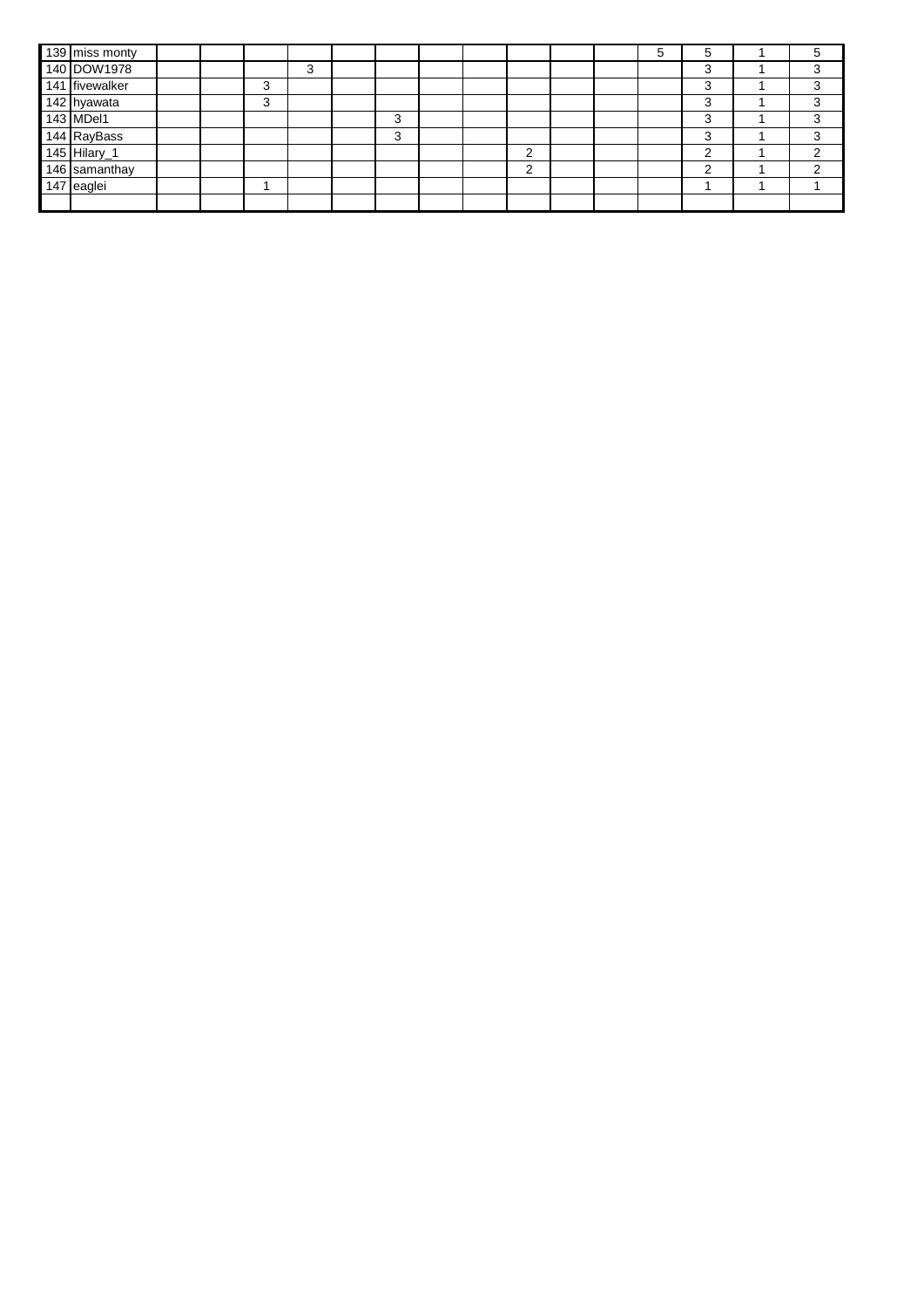| | | | | | | | | | | | | | | | | |
|---|---|---|---|---|---|---|---|---|---|---|---|---|---|---|---|---|
| 139 | miss monty | | | | | | | | | | | | 5 | 5 | 1 | 5 |
| 140 | DOW1978 | | | | 3 | | | | | | | | | 3 | 1 | 3 |
| 141 | fivewalker | | | 3 | | | | | | | | | | 3 | 1 | 3 |
| 142 | hyawata | | | 3 | | | | | | | | | | 3 | 1 | 3 |
| 143 | MDel1 | | | | | | 3 | | | | | | | 3 | 1 | 3 |
| 144 | RayBass | | | | | | 3 | | | | | | | 3 | 1 | 3 |
| 145 | Hilary_1 | | | | | | | | | 2 | | | | 2 | 1 | 2 |
| 146 | samanthay | | | | | | | | | 2 | | | | 2 | 1 | 2 |
| 147 | eaglei | | | 1 | | | | | | | | | | 1 | 1 | 1 |
| | | | | | | | | | | | | | | | | |